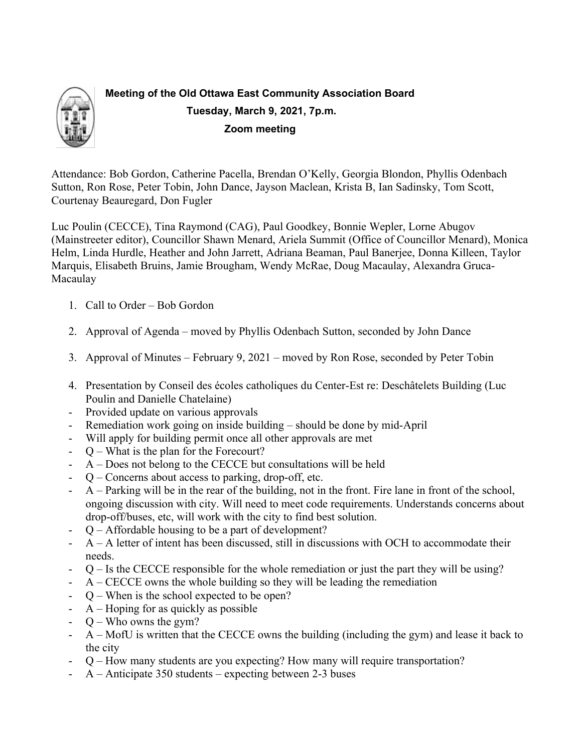**Meeting of the Old Ottawa East Community Association Board**
**Tuesday, March 9, 2021, 7p.m.**
**Zoom meeting**

Attendance: Bob Gordon, Catherine Pacella, Brendan O'Kelly, Georgia Blondon, Phyllis Odenbach Sutton, Ron Rose, Peter Tobin, John Dance, Jayson Maclean, Krista B, Ian Sadinsky, Tom Scott, Courtenay Beauregard, Don Fugler

Luc Poulin (CECCE), Tina Raymond (CAG), Paul Goodkey, Bonnie Wepler, Lorne Abugov (Mainstreeter editor), Councillor Shawn Menard, Ariela Summit (Office of Councillor Menard), Monica Helm, Linda Hurdle, Heather and John Jarrett, Adriana Beaman, Paul Banerjee, Donna Killeen, Taylor Marquis, Elisabeth Bruins, Jamie Brougham, Wendy McRae, Doug Macaulay, Alexandra Gruca-Macaulay

1. Call to Order – Bob Gordon
2. Approval of Agenda – moved by Phyllis Odenbach Sutton, seconded by John Dance
3. Approval of Minutes – February 9, 2021 – moved by Ron Rose, seconded by Peter Tobin
4. Presentation by Conseil des écoles catholiques du Center-Est re: Deschâtelets Building (Luc Poulin and Danielle Chatelaine)

- Provided update on various approvals
- Remediation work going on inside building – should be done by mid-April
- Will apply for building permit once all other approvals are met
- Q – What is the plan for the Forecourt?
- A – Does not belong to the CECCE but consultations will be held
- Q – Concerns about access to parking, drop-off, etc.
- A – Parking will be in the rear of the building, not in the front. Fire lane in front of the school, ongoing discussion with city. Will need to meet code requirements. Understands concerns about drop-off/buses, etc, will work with the city to find best solution.
- Q – Affordable housing to be a part of development?
- A – A letter of intent has been discussed, still in discussions with OCH to accommodate their needs.
- Q – Is the CECCE responsible for the whole remediation or just the part they will be using?
- A – CECCE owns the whole building so they will be leading the remediation
- Q – When is the school expected to be open?
- A – Hoping for as quickly as possible
- Q – Who owns the gym?
- A – MofU is written that the CECCE owns the building (including the gym) and lease it back to the city
- Q – How many students are you expecting? How many will require transportation?
- A – Anticipate 350 students – expecting between 2-3 buses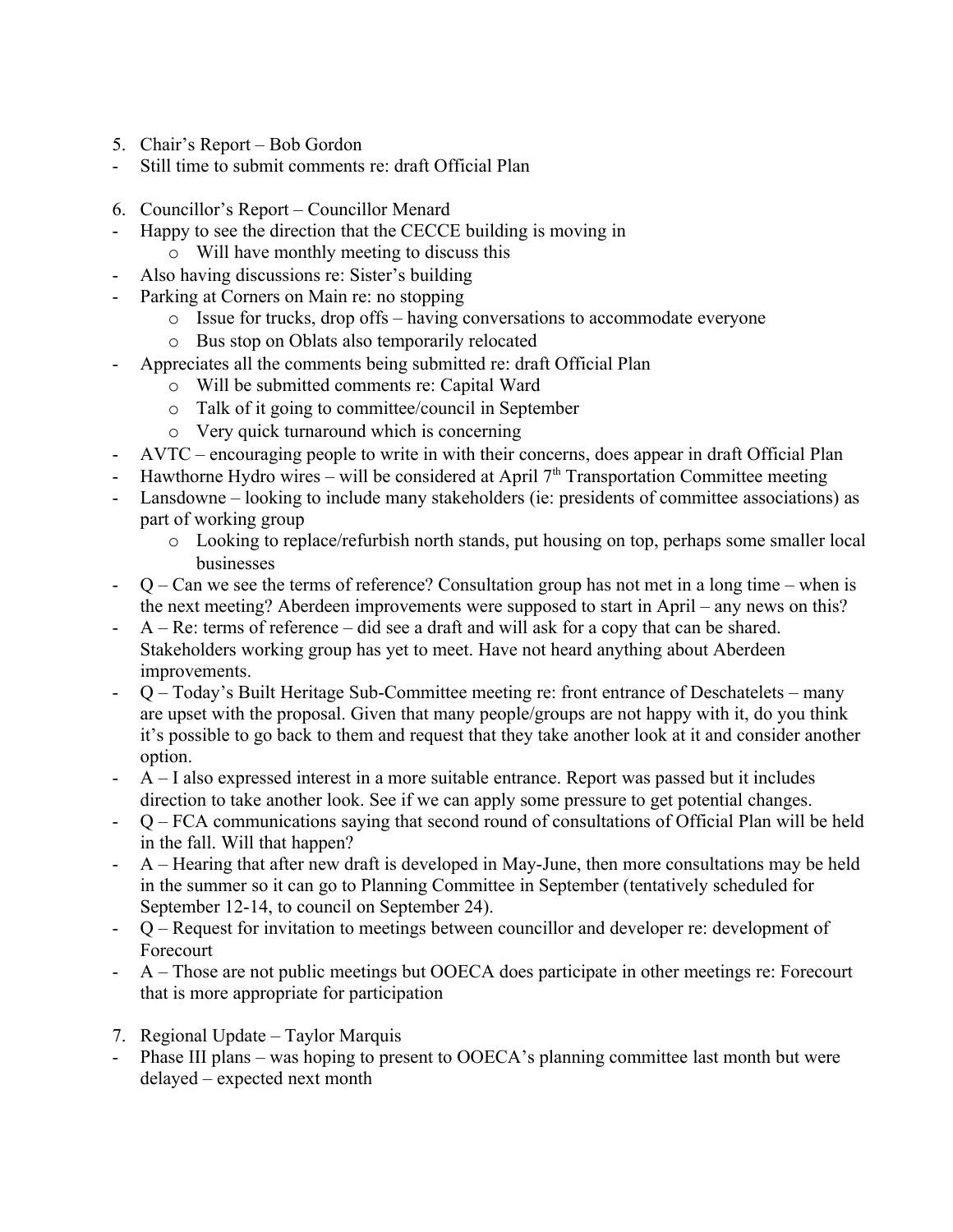5. Chair's Report – Bob Gordon

- Still time to submit comments re: draft Official Plan

6. Councillor's Report – Councillor Menard

- Happy to see the direction that the CECCE building is moving in
    - Will have monthly meeting to discuss this
- Also having discussions re: Sister's building
- Parking at Corners on Main re: no stopping
    - Issue for trucks, drop offs – having conversations to accommodate everyone
    - Bus stop on Oblats also temporarily relocated
- Appreciates all the comments being submitted re: draft Official Plan
    - Will be submitted comments re: Capital Ward
    - Talk of it going to committee/council in September
    - Very quick turnaround which is concerning
- AVTC – encouraging people to write in with their concerns, does appear in draft Official Plan
- Hawthorne Hydro wires – will be considered at April 7th Transportation Committee meeting
- Lansdowne – looking to include many stakeholders (ie: presidents of committee associations) as part of working group
    - Looking to replace/refurbish north stands, put housing on top, perhaps some smaller local businesses
- Q – Can we see the terms of reference? Consultation group has not met in a long time – when is the next meeting? Aberdeen improvements were supposed to start in April – any news on this?
- A – Re: terms of reference – did see a draft and will ask for a copy that can be shared. Stakeholders working group has yet to meet. Have not heard anything about Aberdeen improvements.
- Q – Today's Built Heritage Sub-Committee meeting re: front entrance of Deschatelets – many are upset with the proposal. Given that many people/groups are not happy with it, do you think it's possible to go back to them and request that they take another look at it and consider another option.
- A – I also expressed interest in a more suitable entrance. Report was passed but it includes direction to take another look. See if we can apply some pressure to get potential changes.
- Q – FCA communications saying that second round of consultations of Official Plan will be held in the fall. Will that happen?
- A – Hearing that after new draft is developed in May-June, then more consultations may be held in the summer so it can go to Planning Committee in September (tentatively scheduled for September 12-14, to council on September 24).
- Q – Request for invitation to meetings between councillor and developer re: development of Forecourt
- A – Those are not public meetings but OOECA does participate in other meetings re: Forecourt that is more appropriate for participation

7. Regional Update – Taylor Marquis

- Phase III plans – was hoping to present to OOECA's planning committee last month but were delayed – expected next month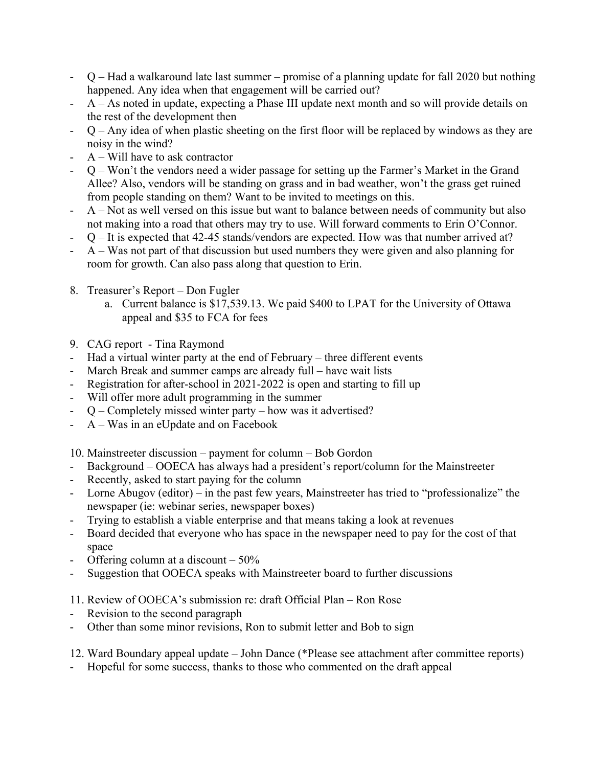- Q – Had a walkaround late last summer – promise of a planning update for fall 2020 but nothing happened. Any idea when that engagement will be carried out?
- A – As noted in update, expecting a Phase III update next month and so will provide details on the rest of the development then
- Q – Any idea of when plastic sheeting on the first floor will be replaced by windows as they are noisy in the wind?
- A – Will have to ask contractor
- Q – Won't the vendors need a wider passage for setting up the Farmer's Market in the Grand Allee? Also, vendors will be standing on grass and in bad weather, won't the grass get ruined from people standing on them? Want to be invited to meetings on this.
- A – Not as well versed on this issue but want to balance between needs of community but also not making into a road that others may try to use. Will forward comments to Erin O'Connor.
- Q – It is expected that 42-45 stands/vendors are expected. How was that number arrived at?
- A – Was not part of that discussion but used numbers they were given and also planning for room for growth. Can also pass along that question to Erin.

8. Treasurer's Report – Don Fugler
    a. Current balance is $17,539.13. We paid $400 to LPAT for the University of Ottawa appeal and $35 to FCA for fees

9. CAG report - Tina Raymond
- Had a virtual winter party at the end of February – three different events
- March Break and summer camps are already full – have wait lists
- Registration for after-school in 2021-2022 is open and starting to fill up
- Will offer more adult programming in the summer
- Q – Completely missed winter party – how was it advertised?
- A – Was in an eUpdate and on Facebook

10. Mainstreeter discussion – payment for column – Bob Gordon
- Background – OOECA has always had a president's report/column for the Mainstreeter
- Recently, asked to start paying for the column
- Lorne Abugov (editor) – in the past few years, Mainstreeter has tried to "professionalize" the newspaper (ie: webinar series, newspaper boxes)
- Trying to establish a viable enterprise and that means taking a look at revenues
- Board decided that everyone who has space in the newspaper need to pay for the cost of that space
- Offering column at a discount – 50%
- Suggestion that OOECA speaks with Mainstreeter board to further discussions

11. Review of OOECA's submission re: draft Official Plan – Ron Rose
- Revision to the second paragraph
- Other than some minor revisions, Ron to submit letter and Bob to sign

12. Ward Boundary appeal update – John Dance (*Please see attachment after committee reports)
- Hopeful for some success, thanks to those who commented on the draft appeal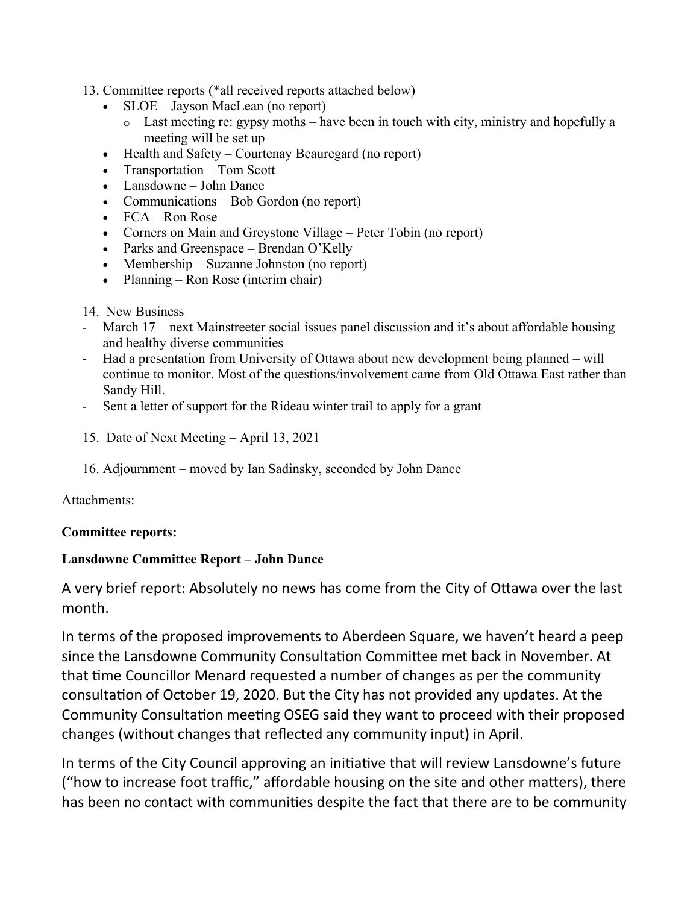13. Committee reports (*all received reports attached below)
    - SLOE – Jayson MacLean (no report)
        - Last meeting re: gypsy moths – have been in touch with city, ministry and hopefully a meeting will be set up
    - Health and Safety – Courtenay Beauregard (no report)
    - Transportation – Tom Scott
    - Lansdowne – John Dance
    - Communications – Bob Gordon (no report)
    - FCA – Ron Rose
    - Corners on Main and Greystone Village – Peter Tobin (no report)
    - Parks and Greenspace – Brendan O'Kelly
    - Membership – Suzanne Johnston (no report)
    - Planning – Ron Rose (interim chair)

14. New Business

- March 17 – next Mainstreeter social issues panel discussion and it's about affordable housing and healthy diverse communities
- Had a presentation from University of Ottawa about new development being planned – will continue to monitor. Most of the questions/involvement came from Old Ottawa East rather than Sandy Hill.
- Sent a letter of support for the Rideau winter trail to apply for a grant

15. Date of Next Meeting – April 13, 2021

16. Adjournment – moved by Ian Sadinsky, seconded by John Dance

Attachments:

**Committee reports:**

**Lansdowne Committee Report – John Dance**

A very brief report: Absolutely no news has come from the City of Ottawa over the last month.

In terms of the proposed improvements to Aberdeen Square, we haven't heard a peep since the Lansdowne Community Consultation Committee met back in November. At that time Councillor Menard requested a number of changes as per the community consultation of October 19, 2020. But the City has not provided any updates. At the Community Consultation meeting OSEG said they want to proceed with their proposed changes (without changes that reflected any community input) in April.

In terms of the City Council approving an initiative that will review Lansdowne's future ("how to increase foot traffic," affordable housing on the site and other matters), there has been no contact with communities despite the fact that there are to be community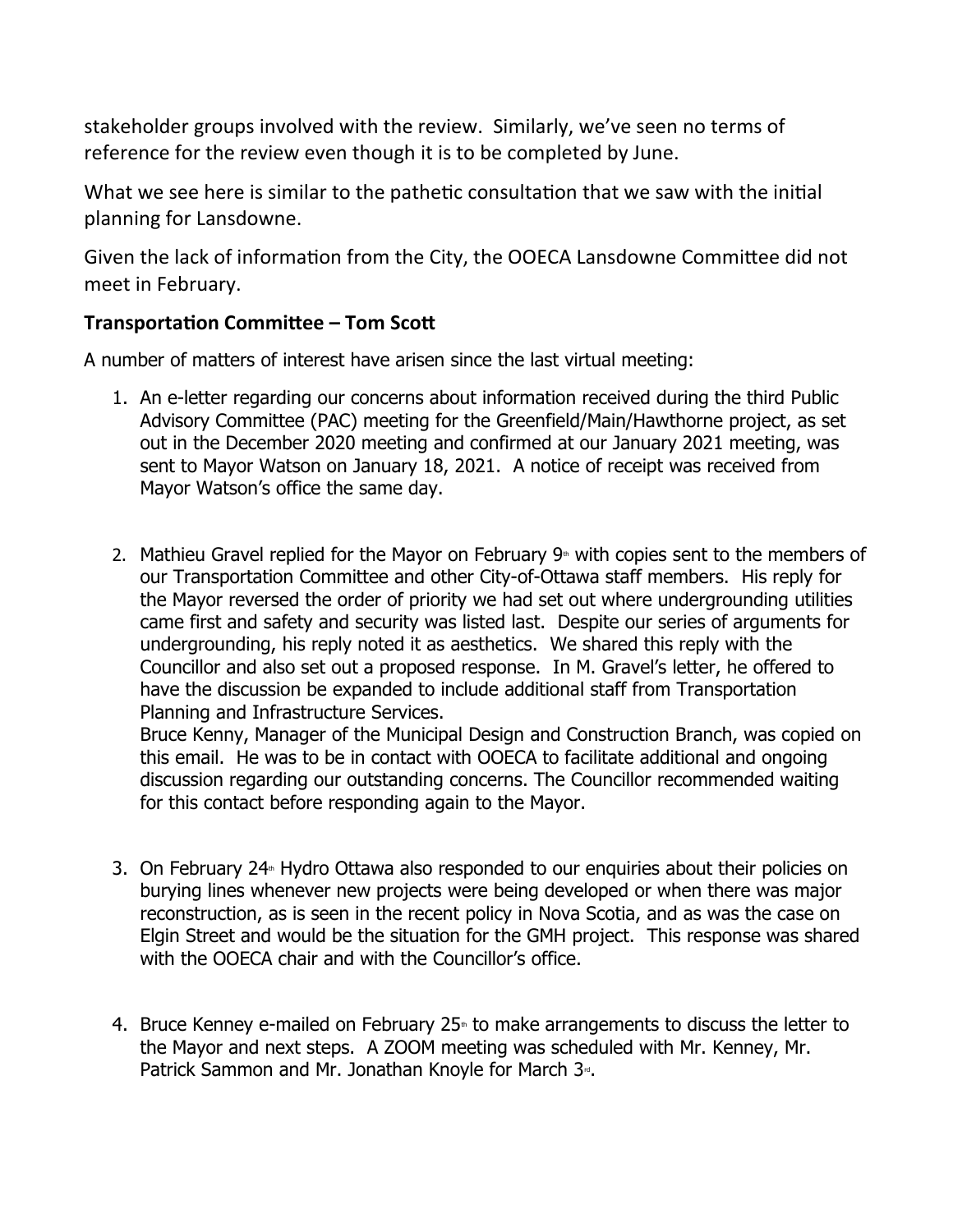stakeholder groups involved with the review. Similarly, we've seen no terms of reference for the review even though it is to be completed by June.

What we see here is similar to the pathetic consultation that we saw with the initial planning for Lansdowne.

Given the lack of information from the City, the OOECA Lansdowne Committee did not meet in February.

**Transportation Committee – Tom Scott**

A number of matters of interest have arisen since the last virtual meeting:

1. An e-letter regarding our concerns about information received during the third Public Advisory Committee (PAC) meeting for the Greenfield/Main/Hawthorne project, as set out in the December 2020 meeting and confirmed at our January 2021 meeting, was sent to Mayor Watson on January 18, 2021. A notice of receipt was received from Mayor Watson's office the same day.

2. Mathieu Gravel replied for the Mayor on February 9th with copies sent to the members of our Transportation Committee and other City-of-Ottawa staff members. His reply for the Mayor reversed the order of priority we had set out where undergrounding utilities came first and safety and security was listed last. Despite our series of arguments for undergrounding, his reply noted it as aesthetics. We shared this reply with the Councillor and also set out a proposed response. In M. Gravel's letter, he offered to have the discussion be expanded to include additional staff from Transportation Planning and Infrastructure Services.
   Bruce Kenny, Manager of the Municipal Design and Construction Branch, was copied on this email. He was to be in contact with OOECA to facilitate additional and ongoing discussion regarding our outstanding concerns. The Councillor recommended waiting for this contact before responding again to the Mayor.

3. On February 24th Hydro Ottawa also responded to our enquiries about their policies on burying lines whenever new projects were being developed or when there was major reconstruction, as is seen in the recent policy in Nova Scotia, and as was the case on Elgin Street and would be the situation for the GMH project. This response was shared with the OOECA chair and with the Councillor's office.

4. Bruce Kenney e-mailed on February 25th to make arrangements to discuss the letter to the Mayor and next steps. A ZOOM meeting was scheduled with Mr. Kenney, Mr. Patrick Sammon and Mr. Jonathan Knoyle for March 3rd.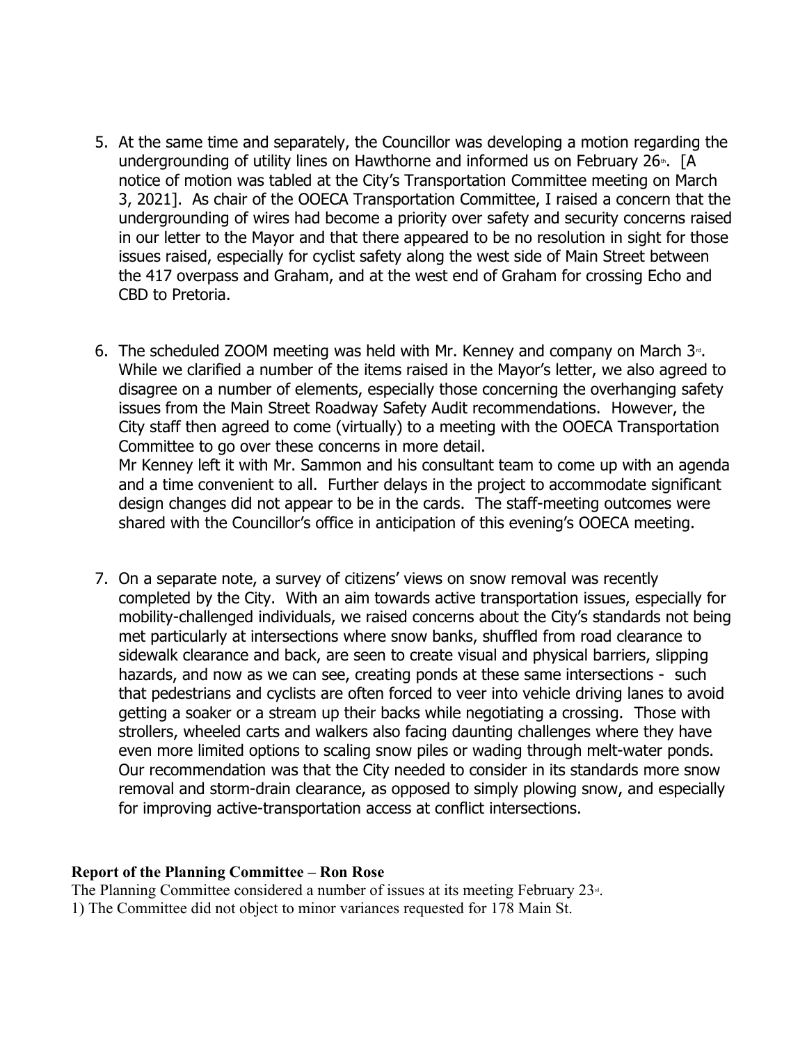5. At the same time and separately, the Councillor was developing a motion regarding the undergrounding of utility lines on Hawthorne and informed us on February 26th. [A notice of motion was tabled at the City's Transportation Committee meeting on March 3, 2021]. As chair of the OOECA Transportation Committee, I raised a concern that the undergrounding of wires had become a priority over safety and security concerns raised in our letter to the Mayor and that there appeared to be no resolution in sight for those issues raised, especially for cyclist safety along the west side of Main Street between the 417 overpass and Graham, and at the west end of Graham for crossing Echo and CBD to Pretoria.

6. The scheduled ZOOM meeting was held with Mr. Kenney and company on March 3rd. While we clarified a number of the items raised in the Mayor's letter, we also agreed to disagree on a number of elements, especially those concerning the overhanging safety issues from the Main Street Roadway Safety Audit recommendations. However, the City staff then agreed to come (virtually) to a meeting with the OOECA Transportation Committee to go over these concerns in more detail.
   Mr Kenney left it with Mr. Sammon and his consultant team to come up with an agenda and a time convenient to all. Further delays in the project to accommodate significant design changes did not appear to be in the cards. The staff-meeting outcomes were shared with the Councillor's office in anticipation of this evening's OOECA meeting.

7. On a separate note, a survey of citizens' views on snow removal was recently completed by the City. With an aim towards active transportation issues, especially for mobility-challenged individuals, we raised concerns about the City's standards not being met particularly at intersections where snow banks, shuffled from road clearance to sidewalk clearance and back, are seen to create visual and physical barriers, slipping hazards, and now as we can see, creating ponds at these same intersections - such that pedestrians and cyclists are often forced to veer into vehicle driving lanes to avoid getting a soaker or a stream up their backs while negotiating a crossing. Those with strollers, wheeled carts and walkers also facing daunting challenges where they have even more limited options to scaling snow piles or wading through melt-water ponds. Our recommendation was that the City needed to consider in its standards more snow removal and storm-drain clearance, as opposed to simply plowing snow, and especially for improving active-transportation access at conflict intersections.

**Report of the Planning Committee – Ron Rose**

The Planning Committee considered a number of issues at its meeting February 23rd.

1) The Committee did not object to minor variances requested for 178 Main St.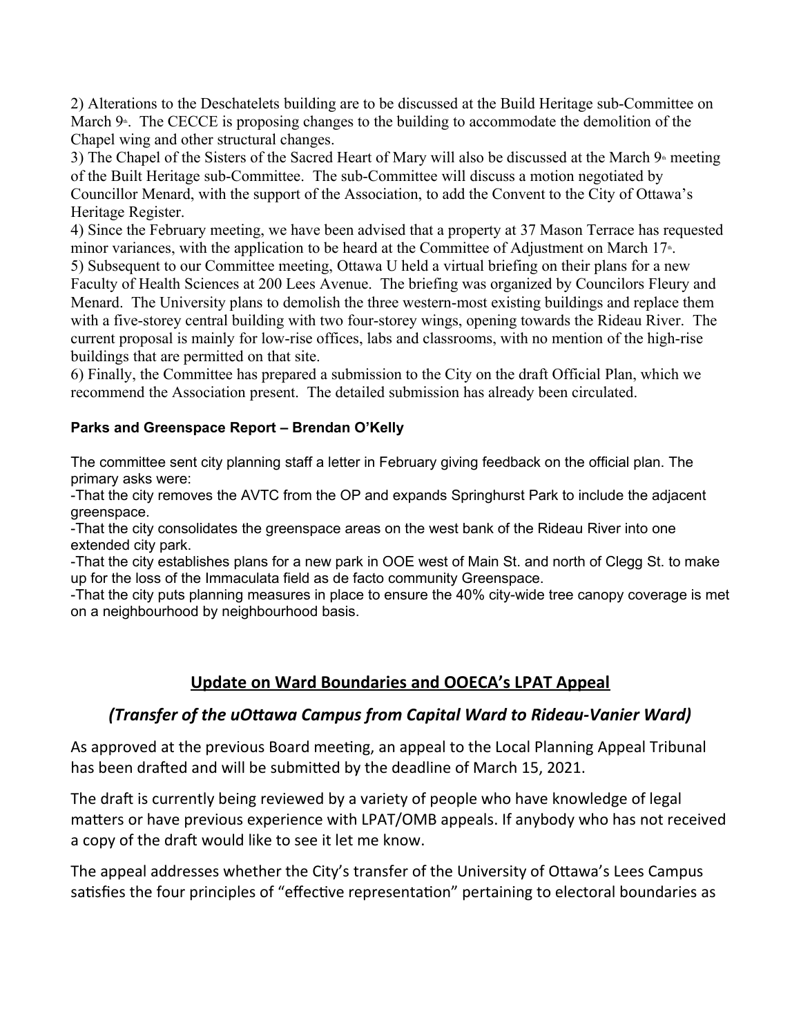2) Alterations to the Deschatelets building are to be discussed at the Build Heritage sub-Committee on March 9th. The CECCE is proposing changes to the building to accommodate the demolition of the Chapel wing and other structural changes.

3) The Chapel of the Sisters of the Sacred Heart of Mary will also be discussed at the March 9th meeting of the Built Heritage sub-Committee. The sub-Committee will discuss a motion negotiated by Councillor Menard, with the support of the Association, to add the Convent to the City of Ottawa's Heritage Register.

4) Since the February meeting, we have been advised that a property at 37 Mason Terrace has requested minor variances, with the application to be heard at the Committee of Adjustment on March 17th.

5) Subsequent to our Committee meeting, Ottawa U held a virtual briefing on their plans for a new Faculty of Health Sciences at 200 Lees Avenue. The briefing was organized by Councilors Fleury and Menard. The University plans to demolish the three western-most existing buildings and replace them with a five-storey central building with two four-storey wings, opening towards the Rideau River. The current proposal is mainly for low-rise offices, labs and classrooms, with no mention of the high-rise buildings that are permitted on that site.

6) Finally, the Committee has prepared a submission to the City on the draft Official Plan, which we recommend the Association present. The detailed submission has already been circulated.

**Parks and Greenspace Report – Brendan O'Kelly**

The committee sent city planning staff a letter in February giving feedback on the official plan. The primary asks were:

-That the city removes the AVTC from the OP and expands Springhurst Park to include the adjacent greenspace.

-That the city consolidates the greenspace areas on the west bank of the Rideau River into one extended city park.

-That the city establishes plans for a new park in OOE west of Main St. and north of Clegg St. to make up for the loss of the Immaculata field as de facto community Greenspace.

-That the city puts planning measures in place to ensure the 40% city-wide tree canopy coverage is met on a neighbourhood by neighbourhood basis.

## Update on Ward Boundaries and OOECA's LPAT Appeal

### *(Transfer of the uOttawa Campus from Capital Ward to Rideau-Vanier Ward)*

As approved at the previous Board meeting, an appeal to the Local Planning Appeal Tribunal has been drafted and will be submitted by the deadline of March 15, 2021.

The draft is currently being reviewed by a variety of people who have knowledge of legal matters or have previous experience with LPAT/OMB appeals. If anybody who has not received a copy of the draft would like to see it let me know.

The appeal addresses whether the City's transfer of the University of Ottawa's Lees Campus satisfies the four principles of "effective representation" pertaining to electoral boundaries as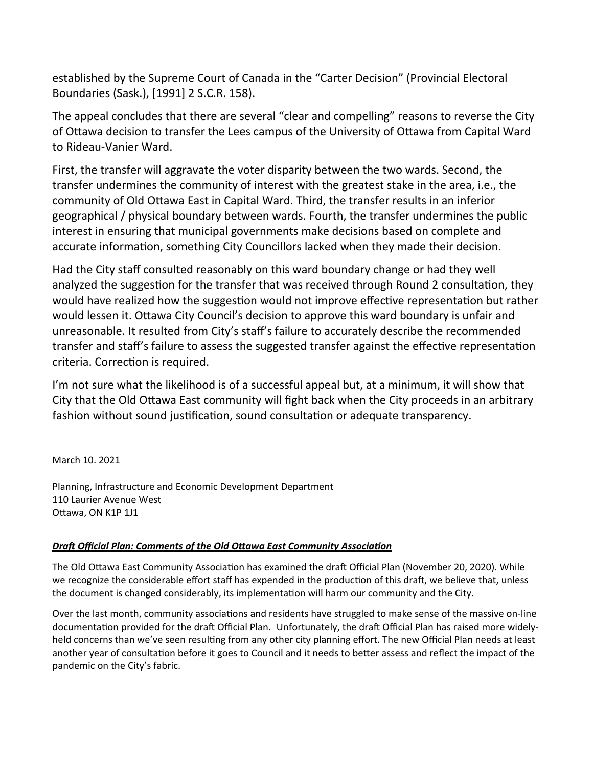established by the Supreme Court of Canada in the "Carter Decision" (Provincial Electoral Boundaries (Sask.), [1991] 2 S.C.R. 158).

The appeal concludes that there are several "clear and compelling" reasons to reverse the City of Ottawa decision to transfer the Lees campus of the University of Ottawa from Capital Ward to Rideau-Vanier Ward.

First, the transfer will aggravate the voter disparity between the two wards. Second, the transfer undermines the community of interest with the greatest stake in the area, i.e., the community of Old Ottawa East in Capital Ward. Third, the transfer results in an inferior geographical / physical boundary between wards. Fourth, the transfer undermines the public interest in ensuring that municipal governments make decisions based on complete and accurate information, something City Councillors lacked when they made their decision.

Had the City staff consulted reasonably on this ward boundary change or had they well analyzed the suggestion for the transfer that was received through Round 2 consultation, they would have realized how the suggestion would not improve effective representation but rather would lessen it. Ottawa City Council's decision to approve this ward boundary is unfair and unreasonable. It resulted from City's staff's failure to accurately describe the recommended transfer and staff's failure to assess the suggested transfer against the effective representation criteria. Correction is required.

I'm not sure what the likelihood is of a successful appeal but, at a minimum, it will show that City that the Old Ottawa East community will fight back when the City proceeds in an arbitrary fashion without sound justification, sound consultation or adequate transparency.

March 10. 2021

Planning, Infrastructure and Economic Development Department
110 Laurier Avenue West
Ottawa, ON K1P 1J1

***Draft Official Plan: Comments of the Old Ottawa East Community Association***

The Old Ottawa East Community Association has examined the draft Official Plan (November 20, 2020). While we recognize the considerable effort staff has expended in the production of this draft, we believe that, unless the document is changed considerably, its implementation will harm our community and the City.

Over the last month, community associations and residents have struggled to make sense of the massive on-line documentation provided for the draft Official Plan. Unfortunately, the draft Official Plan has raised more widely-held concerns than we've seen resulting from any other city planning effort. The new Official Plan needs at least another year of consultation before it goes to Council and it needs to better assess and reflect the impact of the pandemic on the City's fabric.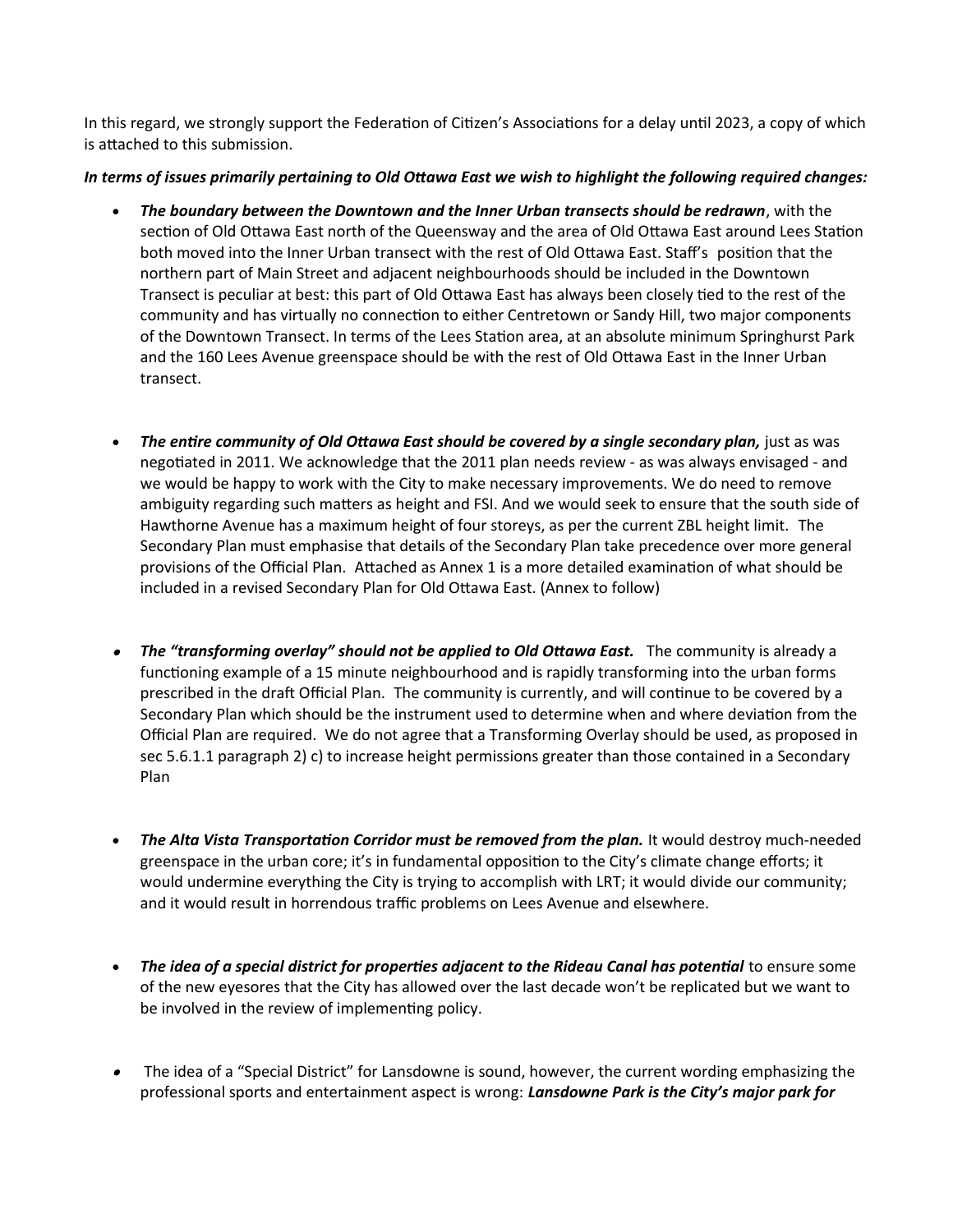In this regard, we strongly support the Federation of Citizen's Associations for a delay until 2023, a copy of which is attached to this submission.

***In terms of issues primarily pertaining to Old Ottawa East we wish to highlight the following required changes:***

- ***The boundary between the Downtown and the Inner Urban transects should be redrawn***, with the section of Old Ottawa East north of the Queensway and the area of Old Ottawa East around Lees Station both moved into the Inner Urban transect with the rest of Old Ottawa East. Staff's position that the northern part of Main Street and adjacent neighbourhoods should be included in the Downtown Transect is peculiar at best: this part of Old Ottawa East has always been closely tied to the rest of the community and has virtually no connection to either Centretown or Sandy Hill, two major components of the Downtown Transect. In terms of the Lees Station area, at an absolute minimum Springhurst Park and the 160 Lees Avenue greenspace should be with the rest of Old Ottawa East in the Inner Urban transect.

- ***The entire community of Old Ottawa East should be covered by a single secondary plan,*** just as was negotiated in 2011. We acknowledge that the 2011 plan needs review - as was always envisaged - and we would be happy to work with the City to make necessary improvements. We do need to remove ambiguity regarding such matters as height and FSI. And we would seek to ensure that the south side of Hawthorne Avenue has a maximum height of four storeys, as per the current ZBL height limit. The Secondary Plan must emphasise that details of the Secondary Plan take precedence over more general provisions of the Official Plan. Attached as Annex 1 is a more detailed examination of what should be included in a revised Secondary Plan for Old Ottawa East. (Annex to follow)

- ***The "transforming overlay" should not be applied to Old Ottawa East.*** The community is already a functioning example of a 15 minute neighbourhood and is rapidly transforming into the urban forms prescribed in the draft Official Plan. The community is currently, and will continue to be covered by a Secondary Plan which should be the instrument used to determine when and where deviation from the Official Plan are required. We do not agree that a Transforming Overlay should be used, as proposed in sec 5.6.1.1 paragraph 2) c) to increase height permissions greater than those contained in a Secondary Plan

- ***The Alta Vista Transportation Corridor must be removed from the plan.*** It would destroy much-needed greenspace in the urban core; it's in fundamental opposition to the City's climate change efforts; it would undermine everything the City is trying to accomplish with LRT; it would divide our community; and it would result in horrendous traffic problems on Lees Avenue and elsewhere.

- ***The idea of a special district for properties adjacent to the Rideau Canal has potential*** to ensure some of the new eyesores that the City has allowed over the last decade won't be replicated but we want to be involved in the review of implementing policy.

- The idea of a "Special District" for Lansdowne is sound, however, the current wording emphasizing the professional sports and entertainment aspect is wrong: ***Lansdowne Park is the City's major park for***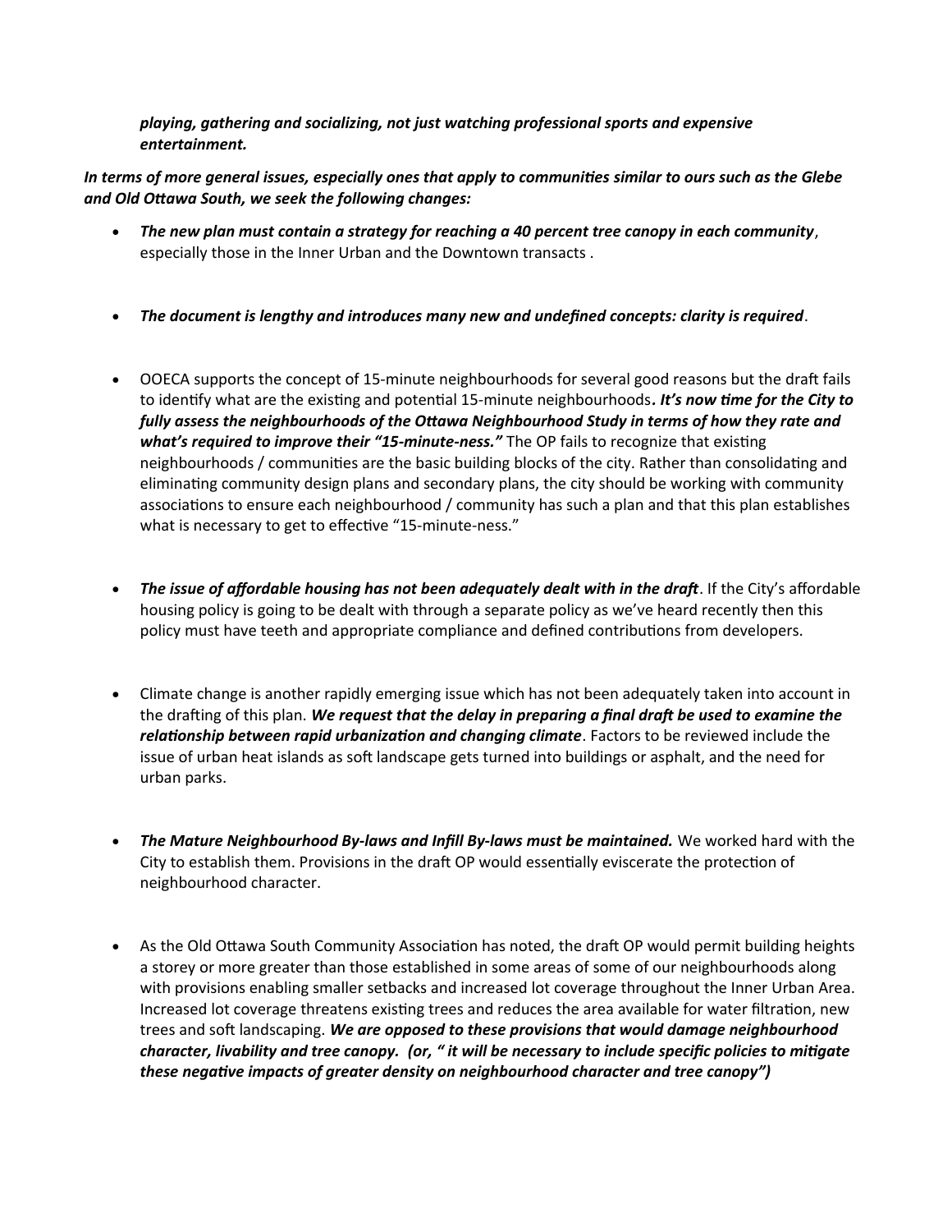*playing, gathering and socializing, not just watching professional sports and expensive entertainment.*

***In terms of more general issues, especially ones that apply to communities similar to ours such as the Glebe and Old Ottawa South, we seek the following changes:***

- ***The new plan must contain a strategy for reaching a 40 percent tree canopy in each community***, especially those in the Inner Urban and the Downtown transacts .

- ***The document is lengthy and introduces many new and undefined concepts: clarity is required***.

- OOECA supports the concept of 15-minute neighbourhoods for several good reasons but the draft fails to identify what are the existing and potential 15-minute neighbourhoods***. It's now time for the City to fully assess the neighbourhoods of the Ottawa Neighbourhood Study in terms of how they rate and what's required to improve their "15-minute-ness."*** The OP fails to recognize that existing neighbourhoods / communities are the basic building blocks of the city. Rather than consolidating and eliminating community design plans and secondary plans, the city should be working with community associations to ensure each neighbourhood / community has such a plan and that this plan establishes what is necessary to get to effective "15-minute-ness."

- ***The issue of affordable housing has not been adequately dealt with in the draft***. If the City's affordable housing policy is going to be dealt with through a separate policy as we've heard recently then this policy must have teeth and appropriate compliance and defined contributions from developers.

- Climate change is another rapidly emerging issue which has not been adequately taken into account in the drafting of this plan. ***We request that the delay in preparing a final draft be used to examine the relationship between rapid urbanization and changing climate***. Factors to be reviewed include the issue of urban heat islands as soft landscape gets turned into buildings or asphalt, and the need for urban parks.

- ***The Mature Neighbourhood By-laws and Infill By-laws must be maintained.*** We worked hard with the City to establish them. Provisions in the draft OP would essentially eviscerate the protection of neighbourhood character.

- As the Old Ottawa South Community Association has noted, the draft OP would permit building heights a storey or more greater than those established in some areas of some of our neighbourhoods along with provisions enabling smaller setbacks and increased lot coverage throughout the Inner Urban Area. Increased lot coverage threatens existing trees and reduces the area available for water filtration, new trees and soft landscaping. ***We are opposed to these provisions that would damage neighbourhood character, livability and tree canopy. (or, " it will be necessary to include specific policies to mitigate these negative impacts of greater density on neighbourhood character and tree canopy")***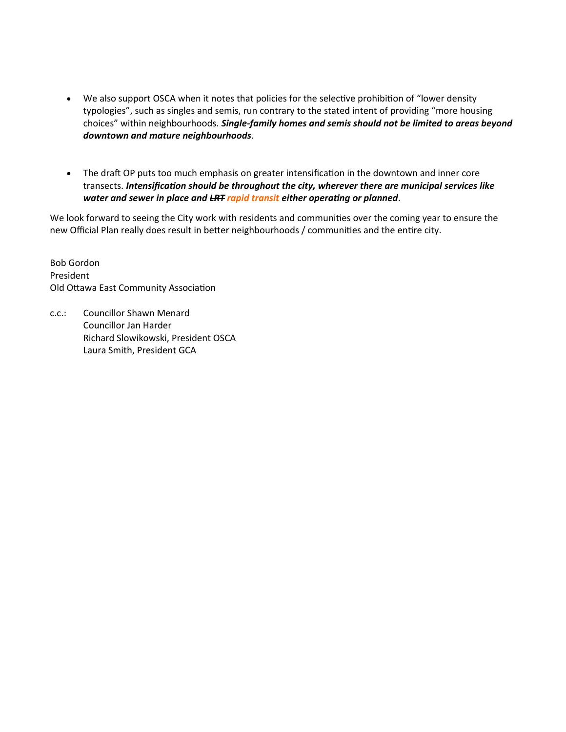- We also support OSCA when it notes that policies for the selective prohibition of "lower density typologies", such as singles and semis, run contrary to the stated intent of providing "more housing choices" within neighbourhoods. ***Single-family homes and semis should not be limited to areas beyond downtown and mature neighbourhoods***.

- The draft OP puts too much emphasis on greater intensification in the downtown and inner core transects. ***Intensification should be throughout the city, wherever there are municipal services like water and sewer in place and ~~LRT~~ rapid transit either operating or planned***.

We look forward to seeing the City work with residents and communities over the coming year to ensure the new Official Plan really does result in better neighbourhoods / communities and the entire city.

Bob Gordon
President
Old Ottawa East Community Association

c.c.: Councillor Shawn Menard
Councillor Jan Harder
Richard Slowikowski, President OSCA
Laura Smith, President GCA